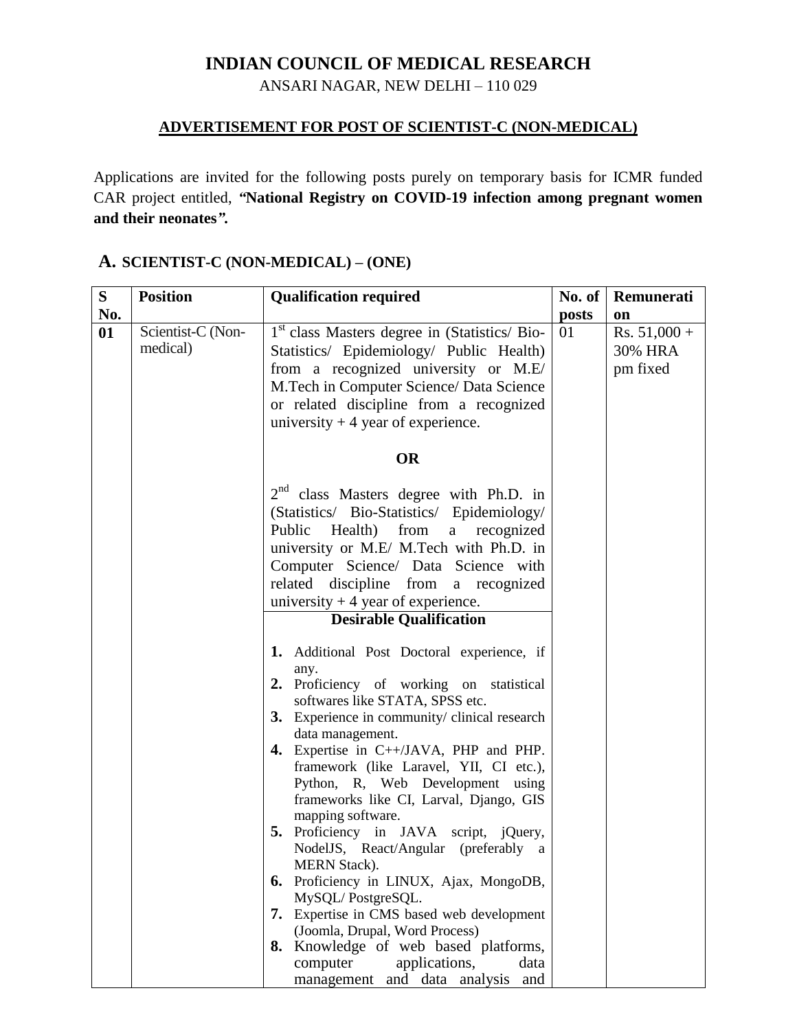# INDIAN COUNCIL OF MEDICAL RESEARCH

ANSARI NAGAR, NEW DELHI – 110 029

## ADVERTISEMENT FOR POST OF SCIENTIST-C (NON-MEDICAL)

Applications are invited for the following posts purely on temporary basis for ICMR funded CAR project entitled, ***"National Registry on COVID-19 infection among pregnant women and their neonates".***

### A. SCIENTIST-C (NON-MEDICAL) – (ONE)

| S No. | Position | Qualification required | No. of posts | Remuneration |
|---|---|---|---|---|
| **01** | Scientist-C (Non-medical) | 1st class Masters degree in (Statistics/ Bio-Statistics/ Epidemiology/ Public Health) from a recognized university or M.E/ M.Tech in Computer Science/ Data Science or related discipline from a recognized university + 4 year of experience.<br><br>**OR**<br><br>2nd class Masters degree with Ph.D. in (Statistics/ Bio-Statistics/ Epidemiology/ Public Health) from a recognized university or M.E/ M.Tech with Ph.D. in Computer Science/ Data Science with related discipline from a recognized university + 4 year of experience.<br><br>**Desirable Qualification**<br><br>**1.** Additional Post Doctoral experience, if any.<br>**2.** Proficiency of working on statistical softwares like STATA, SPSS etc.<br>**3.** Experience in community/ clinical research data management.<br>**4.** Expertise in C++/JAVA, PHP and PHP. framework (like Laravel, YII, CI etc.), Python, R, Web Development using frameworks like CI, Larval, Django, GIS mapping software.<br>**5.** Proficiency in JAVA script, jQuery, NodelJS, React/Angular (preferably a MERN Stack).<br>**6.** Proficiency in LINUX, Ajax, MongoDB, MySQL/ PostgreSQL.<br>**7.** Expertise in CMS based web development (Joomla, Drupal, Word Process)<br>**8.** Knowledge of web based platforms, computer applications, data management and data analysis and | 01 | Rs. 51,000 + 30% HRA pm fixed |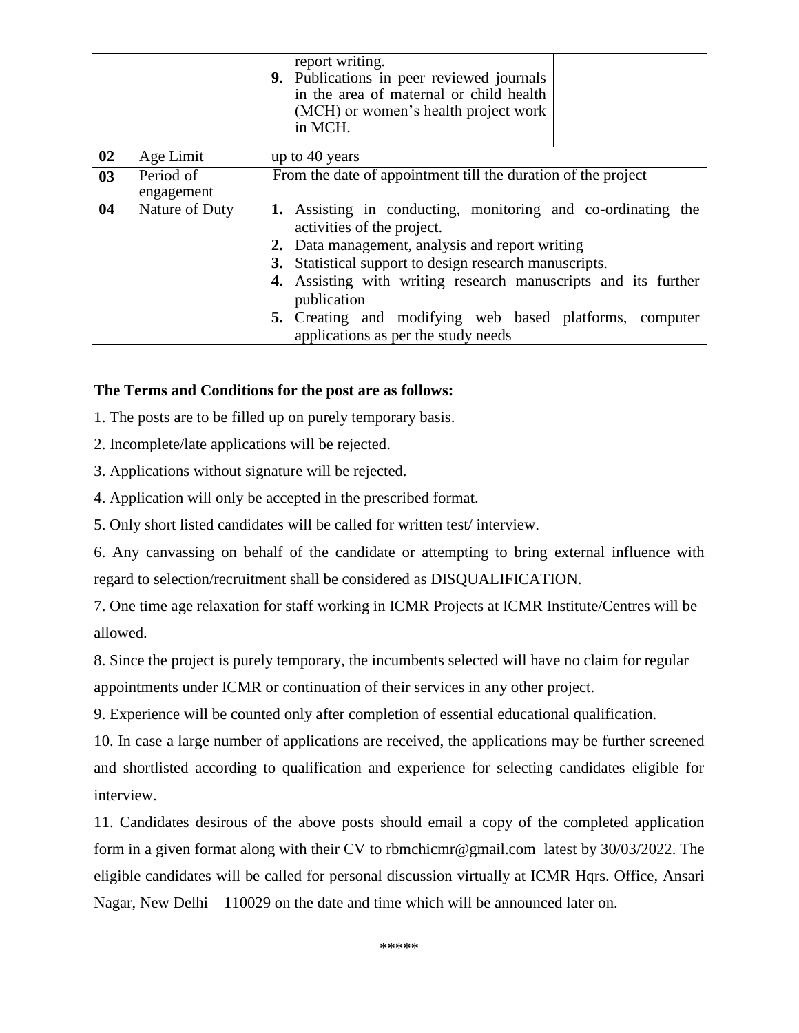| | | | | |
|---|---|---|---|---|
| | | report writing.<br>**9.** Publications in peer reviewed journals in the area of maternal or child health (MCH) or women's health project work in MCH. | | |
| **02** | Age Limit | up to 40 years | | |
| **03** | Period of engagement | From the date of appointment till the duration of the project | | |
| **04** | Nature of Duty | **1.** Assisting in conducting, monitoring and co-ordinating the activities of the project.<br>**2.** Data management, analysis and report writing<br>**3.** Statistical support to design research manuscripts.<br>**4.** Assisting with writing research manuscripts and its further publication<br>**5.** Creating and modifying web based platforms, computer applications as per the study needs | | |

**The Terms and Conditions for the post are as follows:**

1. The posts are to be filled up on purely temporary basis.
2. Incomplete/late applications will be rejected.
3. Applications without signature will be rejected.
4. Application will only be accepted in the prescribed format.
5. Only short listed candidates will be called for written test/ interview.
6. Any canvassing on behalf of the candidate or attempting to bring external influence with regard to selection/recruitment shall be considered as DISQUALIFICATION.
7. One time age relaxation for staff working in ICMR Projects at ICMR Institute/Centres will be allowed.
8. Since the project is purely temporary, the incumbents selected will have no claim for regular appointments under ICMR or continuation of their services in any other project.
9. Experience will be counted only after completion of essential educational qualification.
10. In case a large number of applications are received, the applications may be further screened and shortlisted according to qualification and experience for selecting candidates eligible for interview.
11. Candidates desirous of the above posts should email a copy of the completed application form in a given format along with their CV to rbmchicmr@gmail.com latest by 30/03/2022. The eligible candidates will be called for personal discussion virtually at ICMR Hqrs. Office, Ansari Nagar, New Delhi – 110029 on the date and time which will be announced later on.

*****